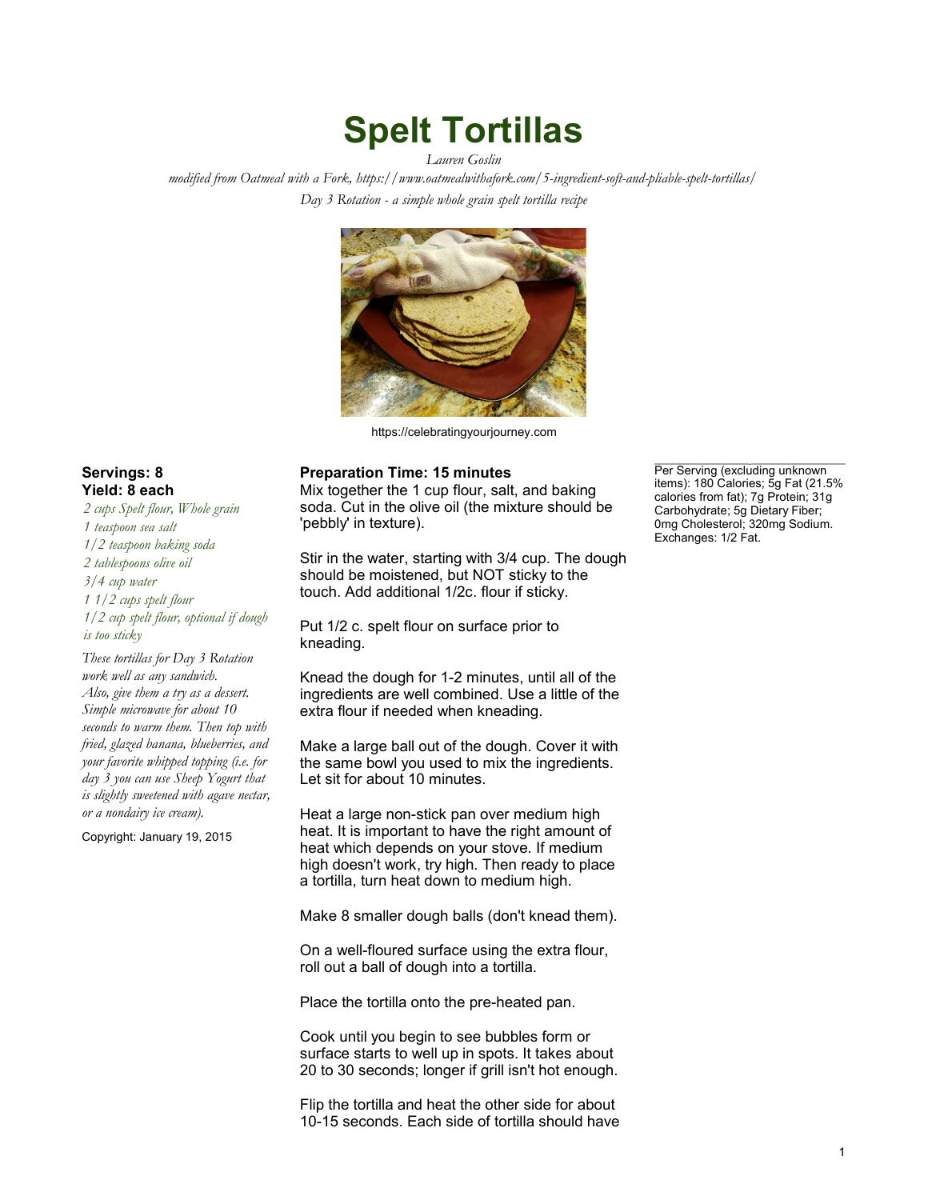# Spelt Tortillas

*Lauren Goslin*

*modified from Oatmeal with a Fork, https://www.oatmealwithafork.com/5-ingredient-soft-and-pliable-spelt-tortillas/*

*Day 3 Rotation - a simple whole grain spelt tortilla recipe*

https://celebratingyourjourney.com

**Servings: 8**
**Yield: 8 each**

*2 cups Spelt flour, Whole grain*
*1 teaspoon sea salt*
*1/2 teaspoon baking soda*
*2 tablespoons olive oil*
*3/4 cup water*
*1 1/2 cups spelt flour*
*1/2 cup spelt flour, optional if dough is too sticky*

*These tortillas for Day 3 Rotation work well as any sandwich. Also, give them a try as a dessert. Simple microwave for about 10 seconds to warm them. Then top with fried, glazed banana, blueberries, and your favorite whipped topping (i.e. for day 3 you can use Sheep Yogurt that is slightly sweetened with agave nectar, or a nondairy ice cream).*

Copyright: January 19, 2015

**Preparation Time: 15 minutes**

Mix together the 1 cup flour, salt, and baking soda. Cut in the olive oil (the mixture should be 'pebbly' in texture).

Stir in the water, starting with 3/4 cup. The dough should be moistened, but NOT sticky to the touch. Add additional 1/2c. flour if sticky.

Put 1/2 c. spelt flour on surface prior to kneading.

Knead the dough for 1-2 minutes, until all of the ingredients are well combined. Use a little of the extra flour if needed when kneading.

Make a large ball out of the dough. Cover it with the same bowl you used to mix the ingredients. Let sit for about 10 minutes.

Heat a large non-stick pan over medium high heat. It is important to have the right amount of heat which depends on your stove. If medium high doesn't work, try high. Then ready to place a tortilla, turn heat down to medium high.

Make 8 smaller dough balls (don't knead them).

On a well-floured surface using the extra flour, roll out a ball of dough into a tortilla.

Place the tortilla onto the pre-heated pan.

Cook until you begin to see bubbles form or surface starts to well up in spots. It takes about 20 to 30 seconds; longer if grill isn't hot enough.

Flip the tortilla and heat the other side for about 10-15 seconds. Each side of tortilla should have

Per Serving (excluding unknown items): 180 Calories; 5g Fat (21.5% calories from fat); 7g Protein; 31g Carbohydrate; 5g Dietary Fiber; 0mg Cholesterol; 320mg Sodium. Exchanges: 1/2 Fat.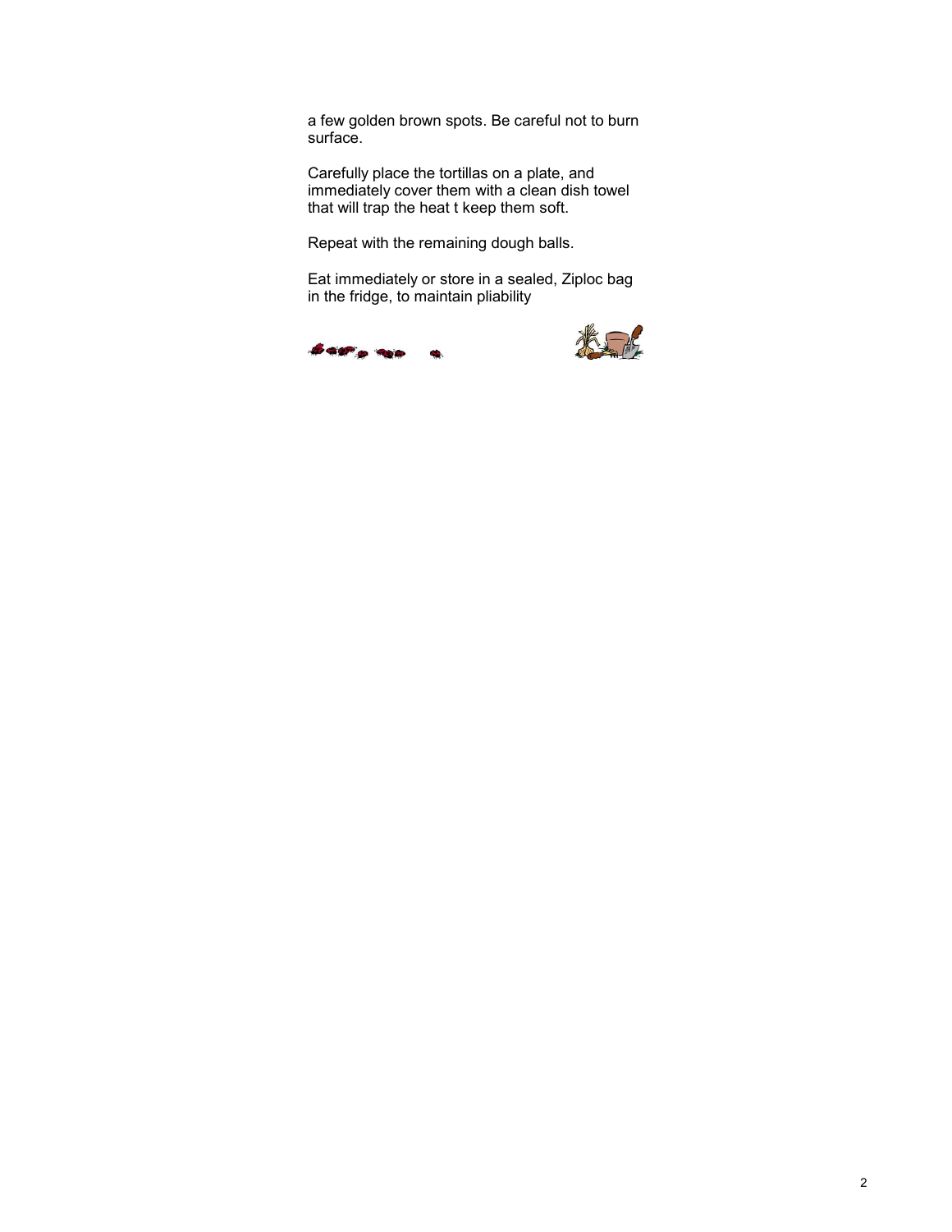a few golden brown spots. Be careful not to burn surface.

Carefully place the tortillas on a plate, and immediately cover them with a clean dish towel that will trap the heat t keep them soft.

Repeat with the remaining dough balls.

Eat immediately or store in a sealed, Ziploc bag in the fridge, to maintain pliability